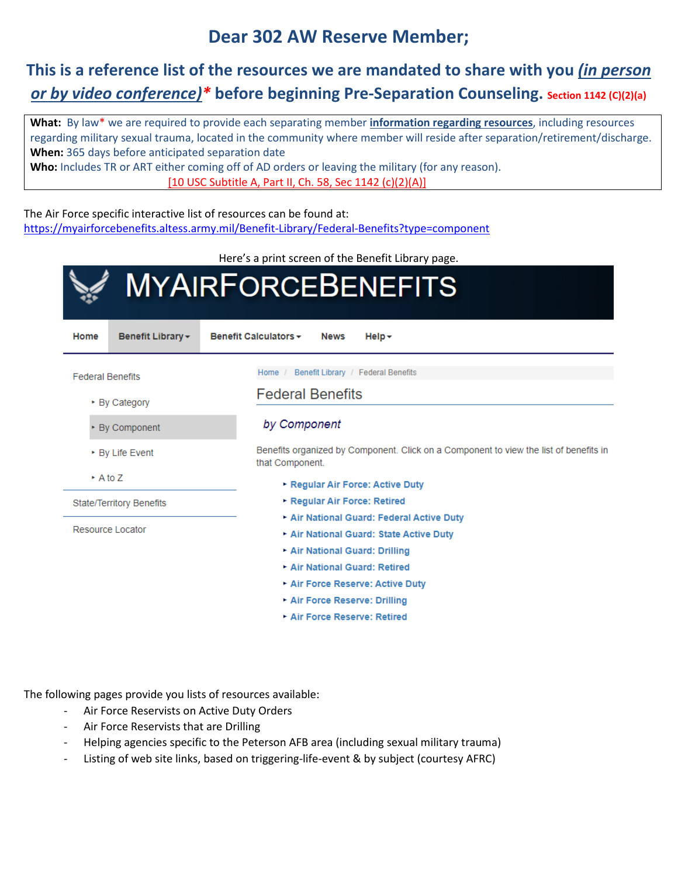# Dear 302 AW Reserve Member;

## This is a reference list of the resources we are mandated to share with you *(in person or by video conference)** before beginning Pre-Separation Counseling. Section 1142 (C)(2)(a)

**What:** By law* we are required to provide each separating member **information regarding resources**, including resources regarding military sexual trauma, located in the community where member will reside after separation/retirement/discharge.
**When:** 365 days before anticipated separation date
**Who:** Includes TR or ART either coming off of AD orders or leaving the military (for any reason).
[10 USC Subtitle A, Part II, Ch. 58, Sec 1142 (c)(2)(A)]

The Air Force specific interactive list of resources can be found at:
https://myairforcebenefits.altess.army.mil/Benefit-Library/Federal-Benefits?type=component

Here's a print screen of the Benefit Library page.

MYAIRFORCEBENEFITS

Home | Benefit Library | Benefit Calculators | News | Help

- Federal Benefits
  - By Category
  - By Component
  - By Life Event
  - A to Z
- State/Territory Benefits
- Resource Locator

Home / Benefit Library / Federal Benefits

Federal Benefits

*by Component*

Benefits organized by Component. Click on a Component to view the list of benefits in that Component.

- Regular Air Force: Active Duty
- Regular Air Force: Retired
- Air National Guard: Federal Active Duty
- Air National Guard: State Active Duty
- Air National Guard: Drilling
- Air National Guard: Retired
- Air Force Reserve: Active Duty
- Air Force Reserve: Drilling
- Air Force Reserve: Retired

The following pages provide you lists of resources available:

- Air Force Reservists on Active Duty Orders
- Air Force Reservists that are Drilling
- Helping agencies specific to the Peterson AFB area (including sexual military trauma)
- Listing of web site links, based on triggering-life-event & by subject (courtesy AFRC)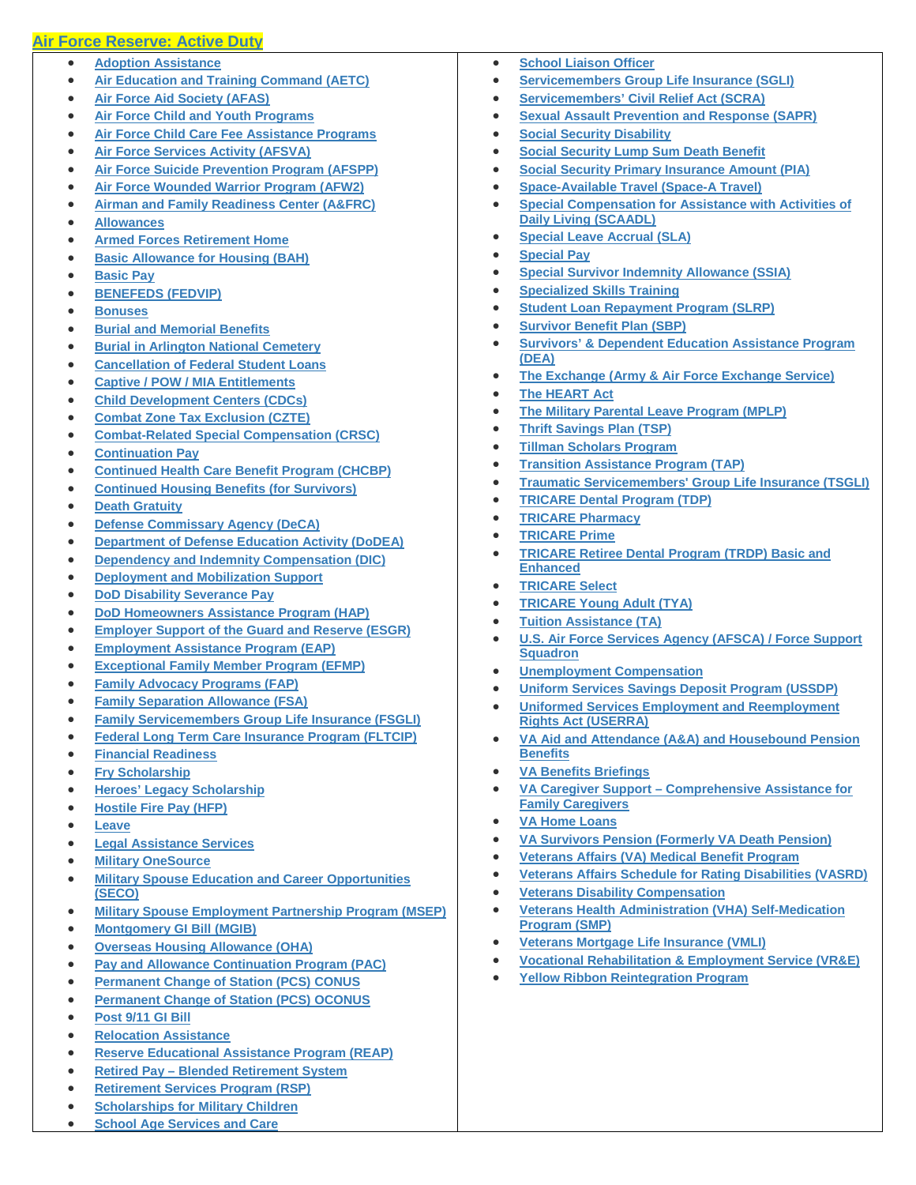## Air Force Reserve: Active Duty

- Adoption Assistance
- Air Education and Training Command (AETC)
- Air Force Aid Society (AFAS)
- Air Force Child and Youth Programs
- Air Force Child Care Fee Assistance Programs
- Air Force Services Activity (AFSVA)
- Air Force Suicide Prevention Program (AFSPP)
- Air Force Wounded Warrior Program (AFW2)
- Airman and Family Readiness Center (A&FRC)
- Allowances
- Armed Forces Retirement Home
- Basic Allowance for Housing (BAH)
- Basic Pay
- BENEFEDS (FEDVIP)
- Bonuses
- Burial and Memorial Benefits
- Burial in Arlington National Cemetery
- Cancellation of Federal Student Loans
- Captive / POW / MIA Entitlements
- Child Development Centers (CDCs)
- Combat Zone Tax Exclusion (CZTE)
- Combat-Related Special Compensation (CRSC)
- Continuation Pay
- Continued Health Care Benefit Program (CHCBP)
- Continued Housing Benefits (for Survivors)
- Death Gratuity
- Defense Commissary Agency (DeCA)
- Department of Defense Education Activity (DoDEA)
- Dependency and Indemnity Compensation (DIC)
- Deployment and Mobilization Support
- DoD Disability Severance Pay
- DoD Homeowners Assistance Program (HAP)
- Employer Support of the Guard and Reserve (ESGR)
- Employment Assistance Program (EAP)
- Exceptional Family Member Program (EFMP)
- Family Advocacy Programs (FAP)
- Family Separation Allowance (FSA)
- Family Servicemembers Group Life Insurance (FSGLI)
- Federal Long Term Care Insurance Program (FLTCIP)
- Financial Readiness
- Fry Scholarship
- Heroes' Legacy Scholarship
- Hostile Fire Pay (HFP)
- Leave
- Legal Assistance Services
- Military OneSource
- Military Spouse Education and Career Opportunities (SECO)
- Military Spouse Employment Partnership Program (MSEP)
- Montgomery GI Bill (MGIB)
- Overseas Housing Allowance (OHA)
- Pay and Allowance Continuation Program (PAC)
- Permanent Change of Station (PCS) CONUS
- Permanent Change of Station (PCS) OCONUS
- Post 9/11 GI Bill
- Relocation Assistance
- Reserve Educational Assistance Program (REAP)
- Retired Pay – Blended Retirement System
- Retirement Services Program (RSP)
- Scholarships for Military Children
- School Age Services and Care
- School Liaison Officer
- Servicemembers Group Life Insurance (SGLI)
- Servicemembers' Civil Relief Act (SCRA)
- Sexual Assault Prevention and Response (SAPR)
- Social Security Disability
- Social Security Lump Sum Death Benefit
- Social Security Primary Insurance Amount (PIA)
- Space-Available Travel (Space-A Travel)
- Special Compensation for Assistance with Activities of Daily Living (SCAADL)
- Special Leave Accrual (SLA)
- Special Pay
- Special Survivor Indemnity Allowance (SSIA)
- Specialized Skills Training
- Student Loan Repayment Program (SLRP)
- Survivor Benefit Plan (SBP)
- Survivors' & Dependent Education Assistance Program (DEA)
- The Exchange (Army & Air Force Exchange Service)
- The HEART Act
- The Military Parental Leave Program (MPLP)
- Thrift Savings Plan (TSP)
- Tillman Scholars Program
- Transition Assistance Program (TAP)
- Traumatic Servicemembers' Group Life Insurance (TSGLI)
- TRICARE Dental Program (TDP)
- TRICARE Pharmacy
- TRICARE Prime
- TRICARE Retiree Dental Program (TRDP) Basic and Enhanced
- TRICARE Select
- TRICARE Young Adult (TYA)
- Tuition Assistance (TA)
- U.S. Air Force Services Agency (AFSCA) / Force Support Squadron
- Unemployment Compensation
- Uniform Services Savings Deposit Program (USSDP)
- Uniformed Services Employment and Reemployment Rights Act (USERRA)
- VA Aid and Attendance (A&A) and Housebound Pension Benefits
- VA Benefits Briefings
- VA Caregiver Support – Comprehensive Assistance for Family Caregivers
- VA Home Loans
- VA Survivors Pension (Formerly VA Death Pension)
- Veterans Affairs (VA) Medical Benefit Program
- Veterans Affairs Schedule for Rating Disabilities (VASRD)
- Veterans Disability Compensation
- Veterans Health Administration (VHA) Self-Medication Program (SMP)
- Veterans Mortgage Life Insurance (VMLI)
- Vocational Rehabilitation & Employment Service (VR&E)
- Yellow Ribbon Reintegration Program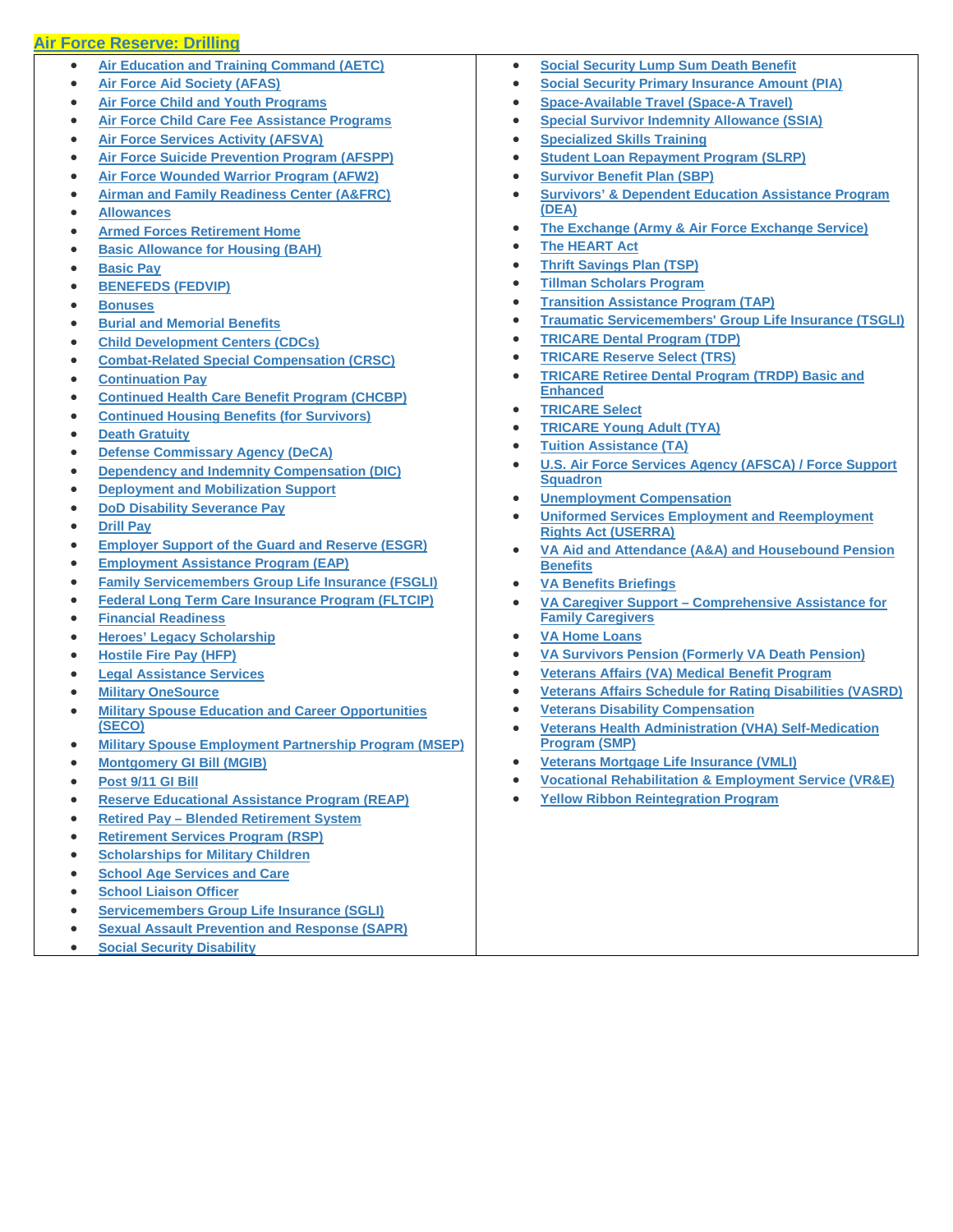## Air Force Reserve: Drilling

- Air Education and Training Command (AETC)
- Air Force Aid Society (AFAS)
- Air Force Child and Youth Programs
- Air Force Child Care Fee Assistance Programs
- Air Force Services Activity (AFSVA)
- Air Force Suicide Prevention Program (AFSPP)
- Air Force Wounded Warrior Program (AFW2)
- Airman and Family Readiness Center (A&FRC)
- Allowances
- Armed Forces Retirement Home
- Basic Allowance for Housing (BAH)
- Basic Pay
- BENEFEDS (FEDVIP)
- Bonuses
- Burial and Memorial Benefits
- Child Development Centers (CDCs)
- Combat-Related Special Compensation (CRSC)
- Continuation Pay
- Continued Health Care Benefit Program (CHCBP)
- Continued Housing Benefits (for Survivors)
- Death Gratuity
- Defense Commissary Agency (DeCA)
- Dependency and Indemnity Compensation (DIC)
- Deployment and Mobilization Support
- DoD Disability Severance Pay
- Drill Pay
- Employer Support of the Guard and Reserve (ESGR)
- Employment Assistance Program (EAP)
- Family Servicemembers Group Life Insurance (FSGLI)
- Federal Long Term Care Insurance Program (FLTCIP)
- Financial Readiness
- Heroes' Legacy Scholarship
- Hostile Fire Pay (HFP)
- Legal Assistance Services
- Military OneSource
- Military Spouse Education and Career Opportunities (SECO)
- Military Spouse Employment Partnership Program (MSEP)
- Montgomery GI Bill (MGIB)
- Post 9/11 GI Bill
- Reserve Educational Assistance Program (REAP)
- Retired Pay – Blended Retirement System
- Retirement Services Program (RSP)
- Scholarships for Military Children
- School Age Services and Care
- School Liaison Officer
- Servicemembers Group Life Insurance (SGLI)
- Sexual Assault Prevention and Response (SAPR)
- Social Security Disability
- Social Security Lump Sum Death Benefit
- Social Security Primary Insurance Amount (PIA)
- Space-Available Travel (Space-A Travel)
- Special Survivor Indemnity Allowance (SSIA)
- Specialized Skills Training
- Student Loan Repayment Program (SLRP)
- Survivor Benefit Plan (SBP)
- Survivors' & Dependent Education Assistance Program (DEA)
- The Exchange (Army & Air Force Exchange Service)
- The HEART Act
- Thrift Savings Plan (TSP)
- Tillman Scholars Program
- Transition Assistance Program (TAP)
- Traumatic Servicemembers' Group Life Insurance (TSGLI)
- TRICARE Dental Program (TDP)
- TRICARE Reserve Select (TRS)
- TRICARE Retiree Dental Program (TRDP) Basic and Enhanced
- TRICARE Select
- TRICARE Young Adult (TYA)
- Tuition Assistance (TA)
- U.S. Air Force Services Agency (AFSCA) / Force Support Squadron
- Unemployment Compensation
- Uniformed Services Employment and Reemployment Rights Act (USERRA)
- VA Aid and Attendance (A&A) and Housebound Pension Benefits
- VA Benefits Briefings
- VA Caregiver Support – Comprehensive Assistance for Family Caregivers
- VA Home Loans
- VA Survivors Pension (Formerly VA Death Pension)
- Veterans Affairs (VA) Medical Benefit Program
- Veterans Affairs Schedule for Rating Disabilities (VASRD)
- Veterans Disability Compensation
- Veterans Health Administration (VHA) Self-Medication Program (SMP)
- Veterans Mortgage Life Insurance (VMLI)
- Vocational Rehabilitation & Employment Service (VR&E)
- Yellow Ribbon Reintegration Program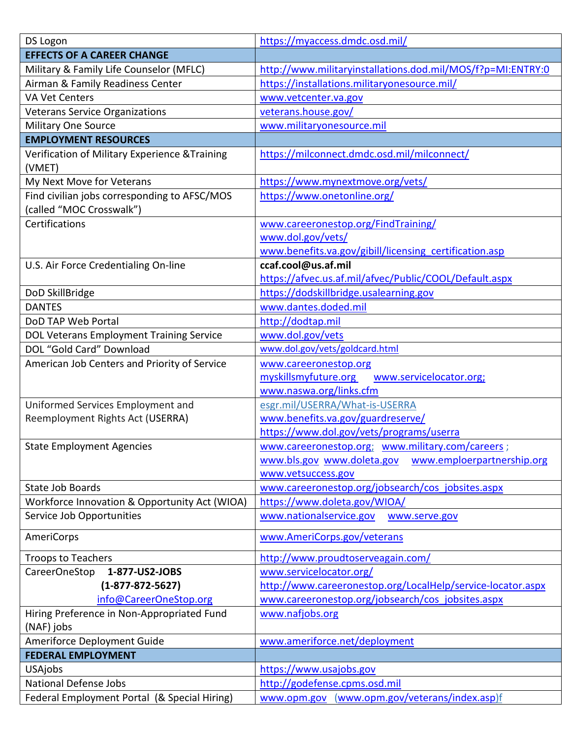| DS Logon | https://myaccess.dmdc.osd.mil/ |
|---|---|
| **EFFECTS OF A CAREER CHANGE** | |
| Military & Family Life Counselor (MFLC) | http://www.militaryinstallations.dod.mil/MOS/f?p=MI:ENTRY:0 |
| Airman & Family Readiness Center | https://installations.militaryonesource.mil/ |
| VA Vet Centers | www.vetcenter.va.gov |
| Veterans Service Organizations | veterans.house.gov/ |
| Military One Source | www.militaryonesource.mil |
| **EMPLOYMENT RESOURCES** | |
| Verification of Military Experience &Training (VMET) | https://milconnect.dmdc.osd.mil/milconnect/ |
| My Next Move for Veterans | https://www.mynextmove.org/vets/ |
| Find civilian jobs corresponding to AFSC/MOS (called "MOC Crosswalk") | https://www.onetonline.org/ |
| Certifications | www.careeronestop.org/FindTraining/ www.dol.gov/vets/ www.benefits.va.gov/gibill/licensing_certification.asp |
| U.S. Air Force Credentialing On-line | **ccaf.cool@us.af.mil** https://afvec.us.af.mil/afvec/Public/COOL/Default.aspx |
| DoD SkillBridge | https://dodskillbridge.usalearning.gov |
| DANTES | www.dantes.doded.mil |
| DoD TAP Web Portal | http://dodtap.mil |
| DOL Veterans Employment Training Service | www.dol.gov/vets |
| DOL "Gold Card" Download | www.dol.gov/vets/goldcard.html |
| American Job Centers and Priority of Service | www.careeronestop.org myskillsmyfuture.org www.servicelocator.org; www.naswa.org/links.cfm |
| Uniformed Services Employment and Reemployment Rights Act (USERRA) | esgr.mil/USERRA/What-is-USERRA www.benefits.va.gov/guardreserve/ https://www.dol.gov/vets/programs/userra |
| State Employment Agencies | www.careeronestop.org; www.military.com/careers ; www.bls.gov www.doleta.gov www.emploerpartnership.org www.vetsuccess.gov |
| State Job Boards | www.careeronestop.org/jobsearch/cos_jobsites.aspx |
| Workforce Innovation & Opportunity Act (WIOA) | https://www.doleta.gov/WIOA/ |
| Service Job Opportunities | www.nationalservice.gov www.serve.gov |
| AmeriCorps | www.AmeriCorps.gov/veterans |
| Troops to Teachers | http://www.proudtoserveagain.com/ |
| CareerOneStop **1-877-US2-JOBS (1-877-872-5627)** info@CareerOneStop.org | www.servicelocator.org/ http://www.careeronestop.org/LocalHelp/service-locator.aspx www.careeronestop.org/jobsearch/cos_jobsites.aspx |
| Hiring Preference in Non-Appropriated Fund (NAF) jobs | www.nafjobs.org |
| Ameriforce Deployment Guide | www.ameriforce.net/deployment |
| **FEDERAL EMPLOYMENT** | |
| USAjobs | https://www.usajobs.gov |
| National Defense Jobs | http://godefense.cpms.osd.mil |
| Federal Employment Portal (& Special Hiring) | www.opm.gov (www.opm.gov/veterans/index.asp)f |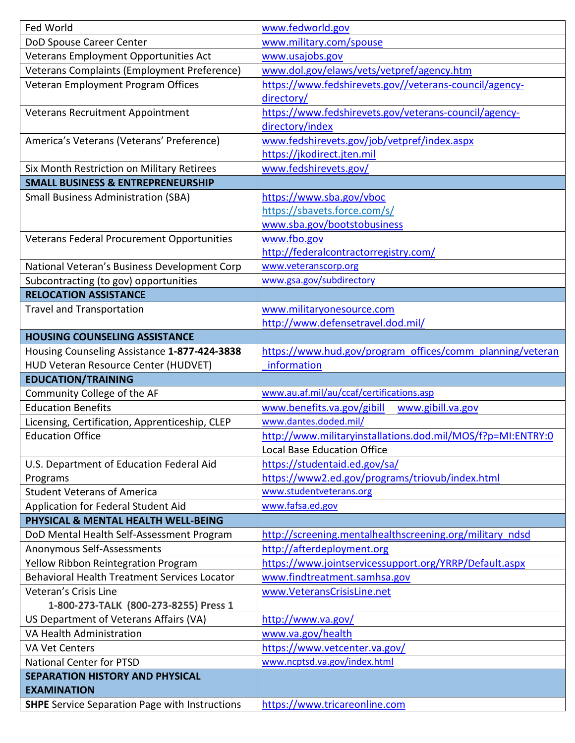| | |
|---|---|
| Fed World | www.fedworld.gov |
| DoD Spouse Career Center | www.military.com/spouse |
| Veterans Employment Opportunities Act | www.usajobs.gov |
| Veterans Complaints (Employment Preference) | www.dol.gov/elaws/vets/vetpref/agency.htm |
| Veteran Employment Program Offices | https://www.fedshirevets.gov//veterans-council/agency-directory/ |
| Veterans Recruitment Appointment | https://www.fedshirevets.gov/veterans-council/agency-directory/index |
| America's Veterans (Veterans' Preference) | www.fedshirevets.gov/job/vetpref/index.aspx<br>https://jkodirect.jten.mil |
| Six Month Restriction on Military Retirees | www.fedshirevets.gov/ |
| **SMALL BUSINESS & ENTREPRENEURSHIP** | |
| Small Business Administration (SBA) | https://www.sba.gov/vboc<br>https://sbavets.force.com/s/<br>www.sba.gov/bootstobusiness |
| Veterans Federal Procurement Opportunities | www.fbo.gov<br>http://federalcontractorregistry.com/ |
| National Veteran's Business Development Corp | www.veteranscorp.org |
| Subcontracting (to gov) opportunities | www.gsa.gov/subdirectory |
| **RELOCATION ASSISTANCE** | |
| Travel and Transportation | www.militaryonesource.com<br>http://www.defensetravel.dod.mil/ |
| **HOUSING COUNSELING ASSISTANCE** | |
| Housing Counseling Assistance **1-877-424-3838**<br>HUD Veteran Resource Center (HUDVET) | https://www.hud.gov/program_offices/comm_planning/veteran_information |
| **EDUCATION/TRAINING** | |
| Community College of the AF | www.au.af.mil/au/ccaf/certifications.asp |
| Education Benefits | www.benefits.va.gov/gibill www.gibill.va.gov |
| Licensing, Certification, Apprenticeship, CLEP | www.dantes.doded.mil/ |
| Education Office | http://www.militaryinstallations.dod.mil/MOS/f?p=MI:ENTRY:0<br>Local Base Education Office |
| U.S. Department of Education Federal Aid Programs | https://studentaid.ed.gov/sa/<br>https://www2.ed.gov/programs/triovub/index.html |
| Student Veterans of America | www.studentveterans.org |
| Application for Federal Student Aid | www.fafsa.ed.gov |
| **PHYSICAL & MENTAL HEALTH WELL-BEING** | |
| DoD Mental Health Self-Assessment Program | http://screening.mentalhealthscreening.org/military_ndsd |
| Anonymous Self-Assessments | http://afterdeployment.org |
| Yellow Ribbon Reintegration Program | https://www.jointservicessupport.org/YRRP/Default.aspx |
| Behavioral Health Treatment Services Locator | www.findtreatment.samhsa.gov |
| Veteran's Crisis Line<br>**1-800-273-TALK (800-273-8255) Press 1** | www.VeteransCrisisLine.net |
| US Department of Veterans Affairs (VA) | http://www.va.gov/ |
| VA Health Administration | www.va.gov/health |
| VA Vet Centers | https://www.vetcenter.va.gov/ |
| National Center for PTSD | www.ncptsd.va.gov/index.html |
| **SEPARATION HISTORY AND PHYSICAL EXAMINATION** | |
| **SHPE** Service Separation Page with Instructions | https://www.tricareonline.com |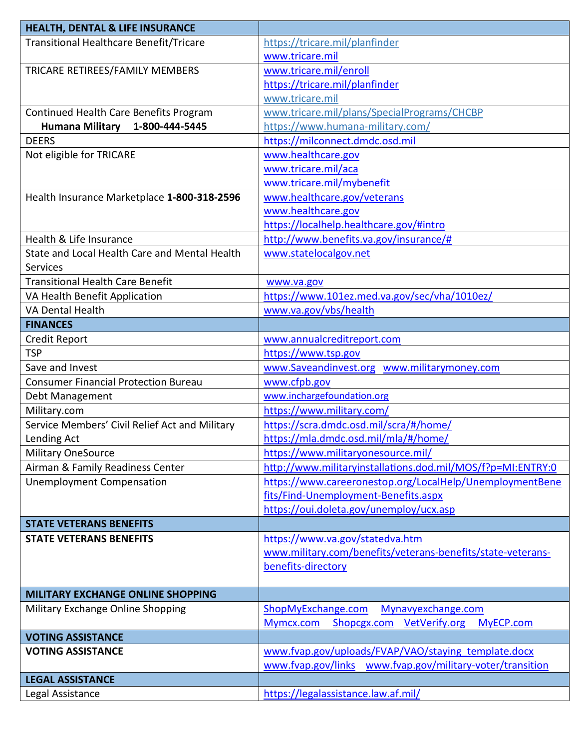| HEALTH, DENTAL & LIFE INSURANCE | |
|---|---|
| Transitional Healthcare Benefit/Tricare | https://tricare.mil/planfinder<br>www.tricare.mil |
| TRICARE RETIREES/FAMILY MEMBERS | www.tricare.mil/enroll<br>https://tricare.mil/planfinder<br>www.tricare.mil |
| Continued Health Care Benefits Program<br>**Humana Military 1-800-444-5445** | www.tricare.mil/plans/SpecialPrograms/CHCBP<br>https://www.humana-military.com/ |
| DEERS | https://milconnect.dmdc.osd.mil |
| Not eligible for TRICARE | www.healthcare.gov<br>www.tricare.mil/aca<br>www.tricare.mil/mybenefit |
| Health Insurance Marketplace **1-800-318-2596** | www.healthcare.gov/veterans<br>www.healthcare.gov<br>https://localhelp.healthcare.gov/#intro |
| Health & Life Insurance | http://www.benefits.va.gov/insurance/# |
| State and Local Health Care and Mental Health Services | www.statelocalgov.net |
| Transitional Health Care Benefit | www.va.gov |
| VA Health Benefit Application | https://www.101ez.med.va.gov/sec/vha/1010ez/ |
| VA Dental Health | www.va.gov/vbs/health |
| **FINANCES** | |
| Credit Report | www.annualcreditreport.com |
| TSP | https://www.tsp.gov |
| Save and Invest | www.Saveandinvest.org www.militarymoney.com |
| Consumer Financial Protection Bureau | www.cfpb.gov |
| Debt Management | www.inchargefoundation.org |
| Military.com | https://www.military.com/ |
| Service Members' Civil Relief Act and Military Lending Act | https://scra.dmdc.osd.mil/scra/#/home/<br>https://mla.dmdc.osd.mil/mla/#/home/ |
| Military OneSource | https://www.militaryonesource.mil/ |
| Airman & Family Readiness Center | http://www.militaryinstallations.dod.mil/MOS/f?p=MI:ENTRY:0 |
| Unemployment Compensation | https://www.careeronestop.org/LocalHelp/UnemploymentBenefits/Find-Unemployment-Benefits.aspx<br>https://oui.doleta.gov/unemploy/ucx.asp |
| **STATE VETERANS BENEFITS** | |
| **STATE VETERANS BENEFITS** | https://www.va.gov/statedva.htm<br>www.military.com/benefits/veterans-benefits/state-veterans-benefits-directory |
| **MILITARY EXCHANGE ONLINE SHOPPING** | |
| Military Exchange Online Shopping | ShopMyExchange.com Mynavyexchange.com<br>Mymcx.com Shopcgx.com VetVerify.org MyECP.com |
| **VOTING ASSISTANCE** | |
| **VOTING ASSISTANCE** | www.fvap.gov/uploads/FVAP/VAO/staying_template.docx<br>www.fvap.gov/links www.fvap.gov/military-voter/transition |
| **LEGAL ASSISTANCE** | |
| Legal Assistance | https://legalassistance.law.af.mil/ |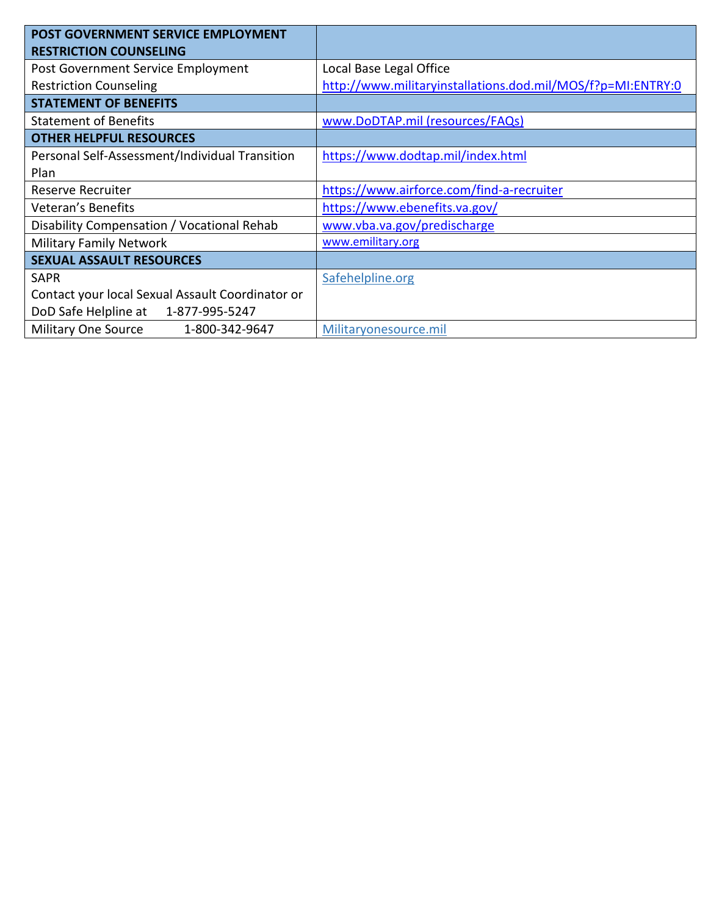| POST GOVERNMENT SERVICE EMPLOYMENT RESTRICTION COUNSELING | |
|---|---|
| Post Government Service Employment Restriction Counseling | Local Base Legal Office http://www.militaryinstallations.dod.mil/MOS/f?p=MI:ENTRY:0 |
| **STATEMENT OF BENEFITS** | |
| Statement of Benefits | www.DoDTAP.mil (resources/FAQs) |
| **OTHER HELPFUL RESOURCES** | |
| Personal Self-Assessment/Individual Transition Plan | https://www.dodtap.mil/index.html |
| Reserve Recruiter | https://www.airforce.com/find-a-recruiter |
| Veteran's Benefits | https://www.ebenefits.va.gov/ |
| Disability Compensation / Vocational Rehab | www.vba.va.gov/predischarge |
| Military Family Network | www.emilitary.org |
| **SEXUAL ASSAULT RESOURCES** | |
| SAPR Contact your local Sexual Assault Coordinator or DoD Safe Helpline at 1-877-995-5247 | Safehelpline.org |
| Military One Source 1-800-342-9647 | Militaryonesource.mil |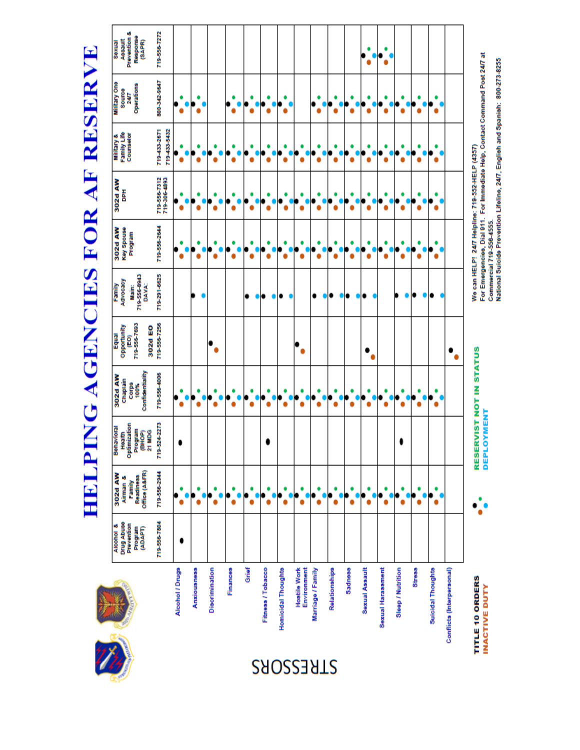# HELPING AGENCIES FOR AF RESERVE

**STRESSORS**

Legend (dot markers in chart):
- T = TITLE 10 ORDERS (black)
- I = INACTIVE DUTY (orange)
- R = RESERVIST NOT IN STATUS (green)
- D = DEPLOYMENT (blue)

| Stressors | Alcohol & Drug Abuse Prevention Program (ADAPT) 719-556-7804 | 302d AW Airman & Family Readiness Office (A&FR) 719-556-2944 | Behavioral Health Optimization Program (BHOP) 21 MDG 719-524-2273 | 302d AW Chaplain Corps 100% Confidentiality 719-556-4006 | Equal Opportunity (EO) 719-556-7693 302d EO 719-556-7256 | Family Advocacy Main: 719-556-8943 DAVA: 719-291-6625 | 302d AW Key Spouse Program 719-556-2644 | 302d AW DPH 719-556-7312 719-306-4893 | Military & Family Life Counselor 719-433-2671 719-433-5432 | Military One Source 24/7 Operations 800-342-9647 | Sexual Assault Prevention & Response (SAPR) 719-556-7272 |
|---|---|---|---|---|---|---|---|---|---|---|---|
| Alcohol / Drugs | T | T, I, R, D | T | T, I, R, D | | | T, I, R, D | T, I, R, D | T, I, R, D | T, I, R, D | |
| Anxiousness | | T, I, R, D | | T, I, R, D | | T, D | T, I, R, D | T, I, R, D | T, I, R, D | T, I, R, D | |
| Discrimination | | T, I, R, D | | T, I, R, D | T, I | | T, I, R, D | T, I, R, D | T, I, R, D | | |
| Finances | | T, I, R, D | | T, I, R, D | | | T, I, R, D | T, I, R, D | T, I, R, D | T, I, R, D | |
| Grief | | T, I, R, D | | T, I, R, D | | T, D | T, I, R, D | T, I, R, D | T, I, R, D | T, I, R, D | |
| Fitness / Tobacco | | T, I, R, D | T | T, I, R, D | | T, D | T, I, R, D | T, I, R, D | T, I, R, D | T, I, R, D | |
| Homicidal Thoughts | | T, I, R, D | | T, I, R, D | | T, D | T, I, R, D | T, I, R, D | T, I, R, D | T, I, R, D | |
| Hostile Work Environment | | T, I, R, D | | T, I, R, D | T, I | | T, I, R, D | T, I, R, D | T, I, R, D | | |
| Marriage / Family | | T, I, R, D | | T, I, R, D | | T, D | T, I, R, D | T, I, R, D | T, I, R, D | T, I, R, D | |
| Relationships | | T, I, R, D | | T, I, R, D | | T, D | T, I, R, D | T, I, R, D | T, I, R, D | T, I, R, D | |
| Sadness | | T, I, R, D | | T, I, R, D | | T, D | T, I, R, D | T, I, R, D | T, I, R, D | T, I, R, D | |
| Sexual Assault | | T, I, R, D | | T, I, R, D | T, I | T, D | T, I, R, D | T, I, R, D | T, I, R, D | T, I, R, D | T, I, R, D |
| Sexual Harassment | | T, I, R, D | | T, I, R, D | | | T, I, R, D | T, I, R, D | T, I, R, D | T, I, R, D | T, I, R, D |
| Sleep / Nutrition | | T, I, R, D | T | T, I, R, D | | T, D | T, I, R, D | T, I, R, D | T, I, R, D | T, I, R, D | |
| Stress | | T, I, R, D | | T, I, R, D | | T, D | T, I, R, D | T, I, R, D | T, I, R, D | T, I, R, D | |
| Suicidal Thoughts | | T, I, R, D | | T, I, R, D | | T, D | T, I, R, D | T, I, R, D | T, I, R, D | T, I, R, D | |
| Conflicts (Interpersonal) | | | | | T, I | | | | | | |

**TITLE 10 ORDERS**
**INACTIVE DUTY**
**RESERVIST NOT IN STATUS**
**DEPLOYMENT**

We can HELP! 24/7 Helpline: 719-552-HELP (4357)
For Emergencies, Dial 911. For Immediate Help, Contact Command Post 24/7 at Commercial 719-556-4555.
National Suicide Prevention Lifeline, 24/7, English and Spanish: 800-273-8255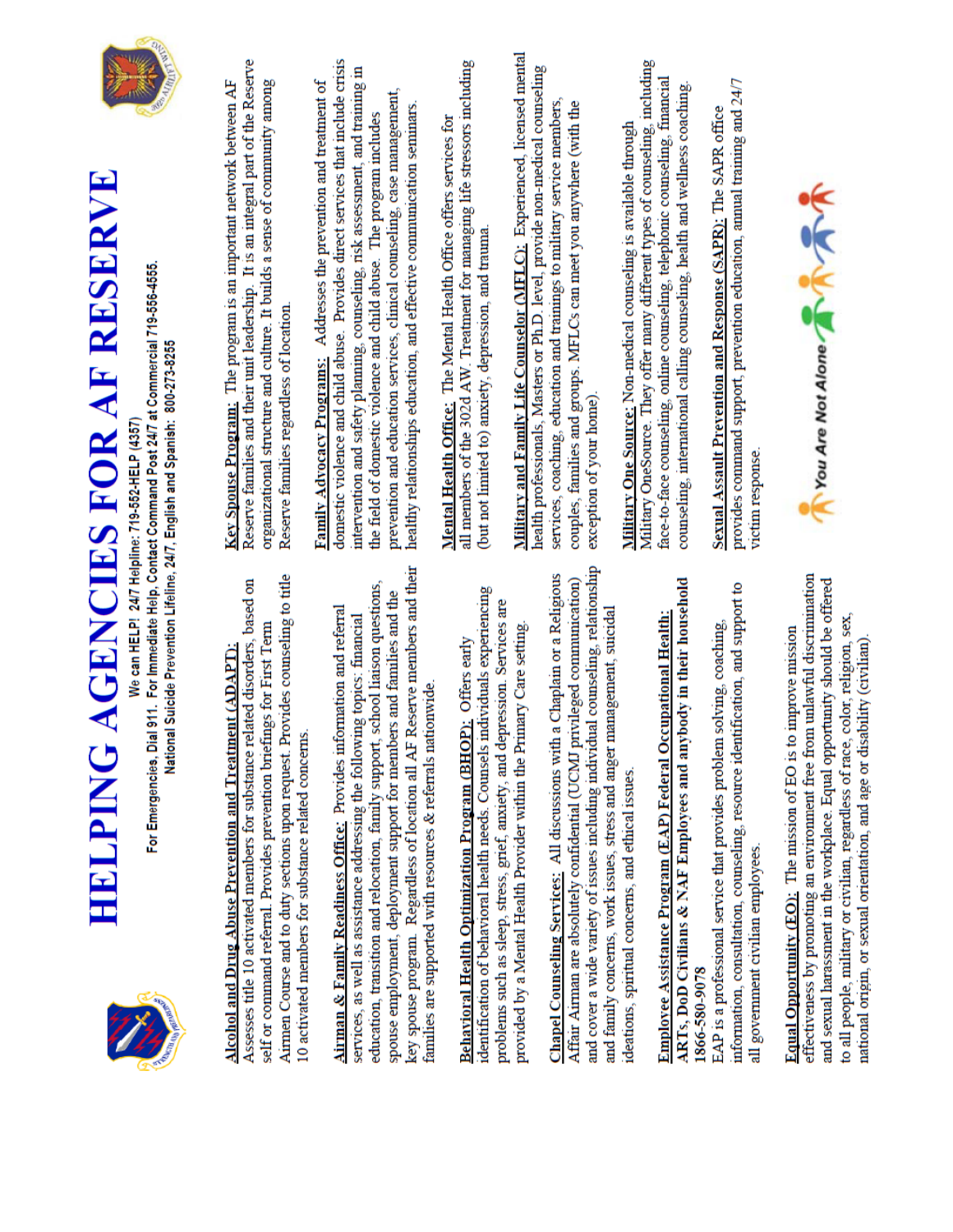# HELPING AGENCIES FOR AF RESERVE

We can HELP! 24/7 Helpline: 719-552-HELP (4357)
For Emergencies, Dial 911. For Immediate Help, Contact Command Post 24/7 at Commercial 719-556-4555.
National Suicide Prevention Lifeline, 24/7, English and Spanish: 800-273-8255

**Alcohol and Drug Abuse Prevention and Treatment (ADAPT):** Assesses title 10 activated members for substance related disorders, based on self or command referral. Provides prevention briefings for First Term Airmen Course and to duty sections upon request. Provides counseling to title 10 activated members for substance related concerns.

**Airman & Family Readiness Office:** Provides information and referral services, as well as assistance addressing the following topics: financial education, transition and relocation, family support, school liaison questions, spouse employment, deployment support for members and families and the key spouse program. Regardless of location all AF Reserve members and their families are supported with resources & referrals nationwide.

**Behavioral Health Optimization Program (BHOP):** Offers early identification of behavioral health needs. Counsels individuals experiencing problems such as sleep, stress, grief, anxiety, and depression. Services are provided by a Mental Health Provider within the Primary Care setting.

**Chapel Counseling Services:** All discussions with a Chaplain or a Religious Affair Airman are absolutely confidential (UCMJ privileged communication) and cover a wide variety of issues including individual counseling, relationship and family concerns, work issues, stress and anger management, suicidal ideations, spiritual concerns, and ethical issues.

**Employee Assistance Program (EAP) Federal Occupational Health: ARTs, DoD Civilians & NAF Employees and anybody in their household** 1866-580-9078
EAP is a professional service that provides problem solving, coaching, information, consultation, counseling, resource identification, and support to all government civilian employees.

**Equal Opportunity (EO):** The mission of EO is to improve mission effectiveness by promoting an environment free from unlawful discrimination and sexual harassment in the workplace. Equal opportunity should be offered to all people, military or civilian, regardless of race, color, religion, sex, national origin, or sexual orientation, and age or disability (civilian).

**Key Spouse Program:** The program is an important network between AF Reserve families and their unit leadership. It is an integral part of the Reserve organizational structure and culture. It builds a sense of community among Reserve families regardless of location.

**Family Advocacy Programs:** Addresses the prevention and treatment of domestic violence and child abuse. Provides direct services that include crisis intervention and safety planning, counseling, risk assessment, and training in the field of domestic violence and child abuse. The program includes prevention and education services, clinical counseling, case management, healthy relationships education, and effective communication seminars.

**Mental Health Office:** The Mental Health Office offers services for all members of the 302d AW. Treatment for managing life stressors including (but not limited to) anxiety, depression, and trauma.

**Military and Family Life Counselor (MFLC):** Experienced, licensed mental health professionals, Masters or Ph.D. level, provide non-medical counseling services, coaching, education and trainings to military service members, couples, families and groups. MFLCs can meet you anywhere (with the exception of your home).

**Military One Source:** Non-medical counseling is available through Military OneSource. They offer many different types of counseling, including face-to-face counseling, online counseling, telephonic counseling, financial counseling, international calling counseling, health and wellness coaching.

**Sexual Assault Prevention and Response (SAPR):** The SAPR office provides command support, prevention education, annual training and 24/7 victim response.

*You Are Not Alone*